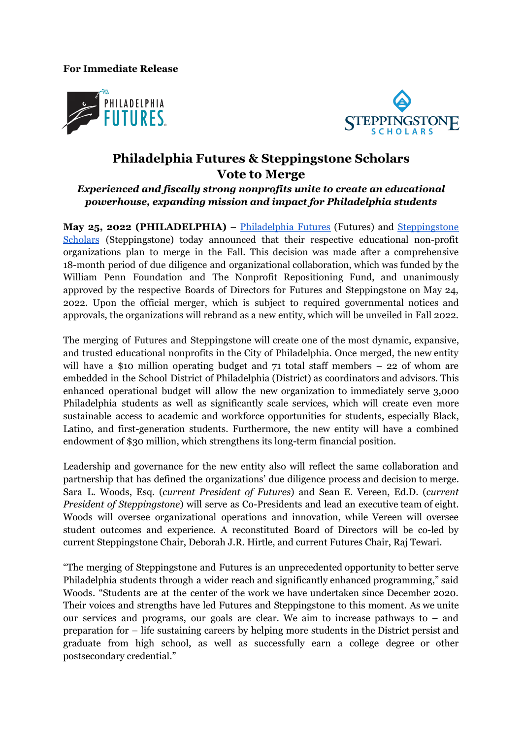**For Immediate Release**

# Philadelphia Futures & Steppingstone Scholars Vote to Merge

***Experienced and fiscally strong nonprofits unite to create an educational powerhouse, expanding mission and impact for Philadelphia students***

**May 25, 2022 (PHILADELPHIA)** – [Philadelphia Futures]() (Futures) and [Steppingstone Scholars]() (Steppingstone) today announced that their respective educational non-profit organizations plan to merge in the Fall. This decision was made after a comprehensive 18-month period of due diligence and organizational collaboration, which was funded by the William Penn Foundation and The Nonprofit Repositioning Fund, and unanimously approved by the respective Boards of Directors for Futures and Steppingstone on May 24, 2022. Upon the official merger, which is subject to required governmental notices and approvals, the organizations will rebrand as a new entity, which will be unveiled in Fall 2022.

The merging of Futures and Steppingstone will create one of the most dynamic, expansive, and trusted educational nonprofits in the City of Philadelphia. Once merged, the new entity will have a $10 million operating budget and 71 total staff members – 22 of whom are embedded in the School District of Philadelphia (District) as coordinators and advisors. This enhanced operational budget will allow the new organization to immediately serve 3,000 Philadelphia students as well as significantly scale services, which will create even more sustainable access to academic and workforce opportunities for students, especially Black, Latino, and first-generation students. Furthermore, the new entity will have a combined endowment of $30 million, which strengthens its long-term financial position.

Leadership and governance for the new entity also will reflect the same collaboration and partnership that has defined the organizations' due diligence process and decision to merge. Sara L. Woods, Esq. (*current President of Futures*) and Sean E. Vereen, Ed.D. (*current President of Steppingstone*) will serve as Co-Presidents and lead an executive team of eight. Woods will oversee organizational operations and innovation, while Vereen will oversee student outcomes and experience. A reconstituted Board of Directors will be co-led by current Steppingstone Chair, Deborah J.R. Hirtle, and current Futures Chair, Raj Tewari.

"The merging of Steppingstone and Futures is an unprecedented opportunity to better serve Philadelphia students through a wider reach and significantly enhanced programming," said Woods. "Students are at the center of the work we have undertaken since December 2020. Their voices and strengths have led Futures and Steppingstone to this moment. As we unite our services and programs, our goals are clear. We aim to increase pathways to – and preparation for – life sustaining careers by helping more students in the District persist and graduate from high school, as well as successfully earn a college degree or other postsecondary credential."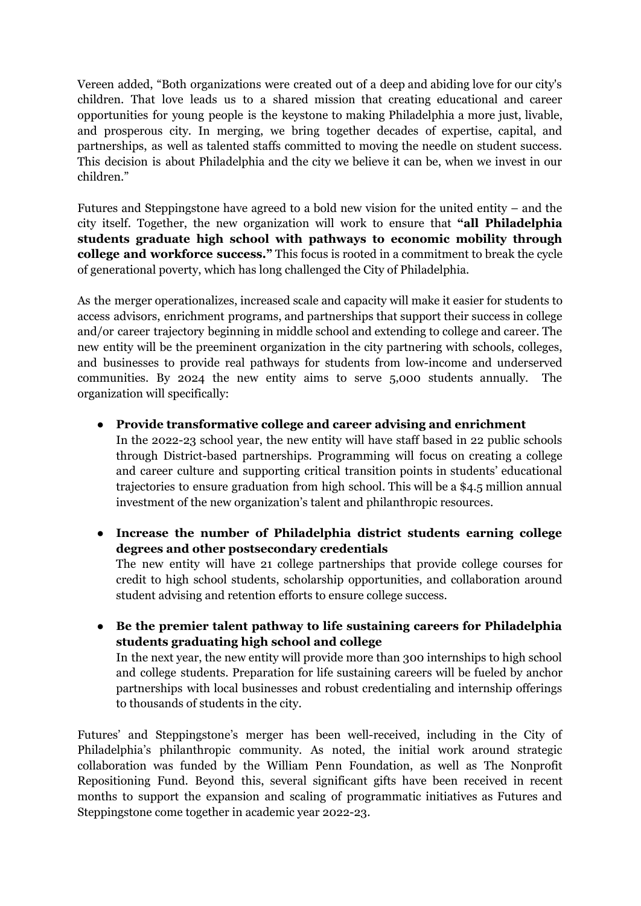Vereen added, "Both organizations were created out of a deep and abiding love for our city's children. That love leads us to a shared mission that creating educational and career opportunities for young people is the keystone to making Philadelphia a more just, livable, and prosperous city. In merging, we bring together decades of expertise, capital, and partnerships, as well as talented staffs committed to moving the needle on student success. This decision is about Philadelphia and the city we believe it can be, when we invest in our children."

Futures and Steppingstone have agreed to a bold new vision for the united entity – and the city itself. Together, the new organization will work to ensure that **"all Philadelphia students graduate high school with pathways to economic mobility through college and workforce success."** This focus is rooted in a commitment to break the cycle of generational poverty, which has long challenged the City of Philadelphia.

As the merger operationalizes, increased scale and capacity will make it easier for students to access advisors, enrichment programs, and partnerships that support their success in college and/or career trajectory beginning in middle school and extending to college and career. The new entity will be the preeminent organization in the city partnering with schools, colleges, and businesses to provide real pathways for students from low-income and underserved communities. By 2024 the new entity aims to serve 5,000 students annually. The organization will specifically:

- **Provide transformative college and career advising and enrichment**
  In the 2022-23 school year, the new entity will have staff based in 22 public schools through District-based partnerships. Programming will focus on creating a college and career culture and supporting critical transition points in students' educational trajectories to ensure graduation from high school. This will be a $4.5 million annual investment of the new organization's talent and philanthropic resources.

- **Increase the number of Philadelphia district students earning college degrees and other postsecondary credentials**
  The new entity will have 21 college partnerships that provide college courses for credit to high school students, scholarship opportunities, and collaboration around student advising and retention efforts to ensure college success.

- **Be the premier talent pathway to life sustaining careers for Philadelphia students graduating high school and college**
  In the next year, the new entity will provide more than 300 internships to high school and college students. Preparation for life sustaining careers will be fueled by anchor partnerships with local businesses and robust credentialing and internship offerings to thousands of students in the city.

Futures' and Steppingstone's merger has been well-received, including in the City of Philadelphia's philanthropic community. As noted, the initial work around strategic collaboration was funded by the William Penn Foundation, as well as The Nonprofit Repositioning Fund. Beyond this, several significant gifts have been received in recent months to support the expansion and scaling of programmatic initiatives as Futures and Steppingstone come together in academic year 2022-23.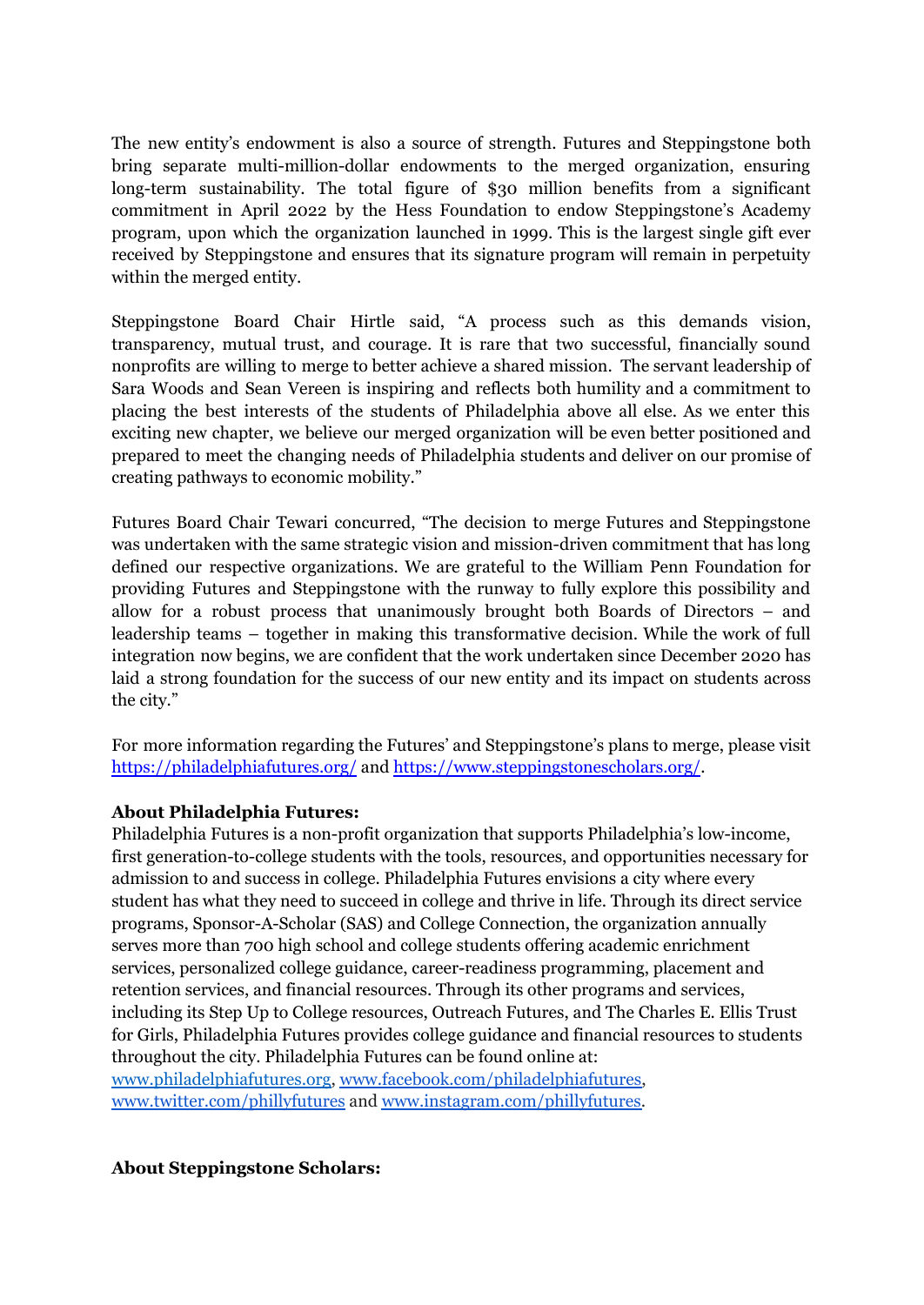The new entity's endowment is also a source of strength. Futures and Steppingstone both bring separate multi-million-dollar endowments to the merged organization, ensuring long-term sustainability. The total figure of $30 million benefits from a significant commitment in April 2022 by the Hess Foundation to endow Steppingstone's Academy program, upon which the organization launched in 1999. This is the largest single gift ever received by Steppingstone and ensures that its signature program will remain in perpetuity within the merged entity.

Steppingstone Board Chair Hirtle said, "A process such as this demands vision, transparency, mutual trust, and courage. It is rare that two successful, financially sound nonprofits are willing to merge to better achieve a shared mission. The servant leadership of Sara Woods and Sean Vereen is inspiring and reflects both humility and a commitment to placing the best interests of the students of Philadelphia above all else. As we enter this exciting new chapter, we believe our merged organization will be even better positioned and prepared to meet the changing needs of Philadelphia students and deliver on our promise of creating pathways to economic mobility."

Futures Board Chair Tewari concurred, "The decision to merge Futures and Steppingstone was undertaken with the same strategic vision and mission-driven commitment that has long defined our respective organizations. We are grateful to the William Penn Foundation for providing Futures and Steppingstone with the runway to fully explore this possibility and allow for a robust process that unanimously brought both Boards of Directors – and leadership teams – together in making this transformative decision. While the work of full integration now begins, we are confident that the work undertaken since December 2020 has laid a strong foundation for the success of our new entity and its impact on students across the city."

For more information regarding the Futures' and Steppingstone's plans to merge, please visit [https://philadelphiafutures.org/](https://philadelphiafutures.org/) and [https://www.steppingstonescholars.org/](https://www.steppingstonescholars.org/).

**About Philadelphia Futures:**

Philadelphia Futures is a non-profit organization that supports Philadelphia's low-income, first generation-to-college students with the tools, resources, and opportunities necessary for admission to and success in college. Philadelphia Futures envisions a city where every student has what they need to succeed in college and thrive in life. Through its direct service programs, Sponsor-A-Scholar (SAS) and College Connection, the organization annually serves more than 700 high school and college students offering academic enrichment services, personalized college guidance, career-readiness programming, placement and retention services, and financial resources. Through its other programs and services, including its Step Up to College resources, Outreach Futures, and The Charles E. Ellis Trust for Girls, Philadelphia Futures provides college guidance and financial resources to students throughout the city. Philadelphia Futures can be found online at: [www.philadelphiafutures.org](www.philadelphiafutures.org), [www.facebook.com/philadelphiafutures](www.facebook.com/philadelphiafutures), [www.twitter.com/phillyfutures](www.twitter.com/phillyfutures) and [www.instagram.com/phillyfutures](www.instagram.com/phillyfutures).

**About Steppingstone Scholars:**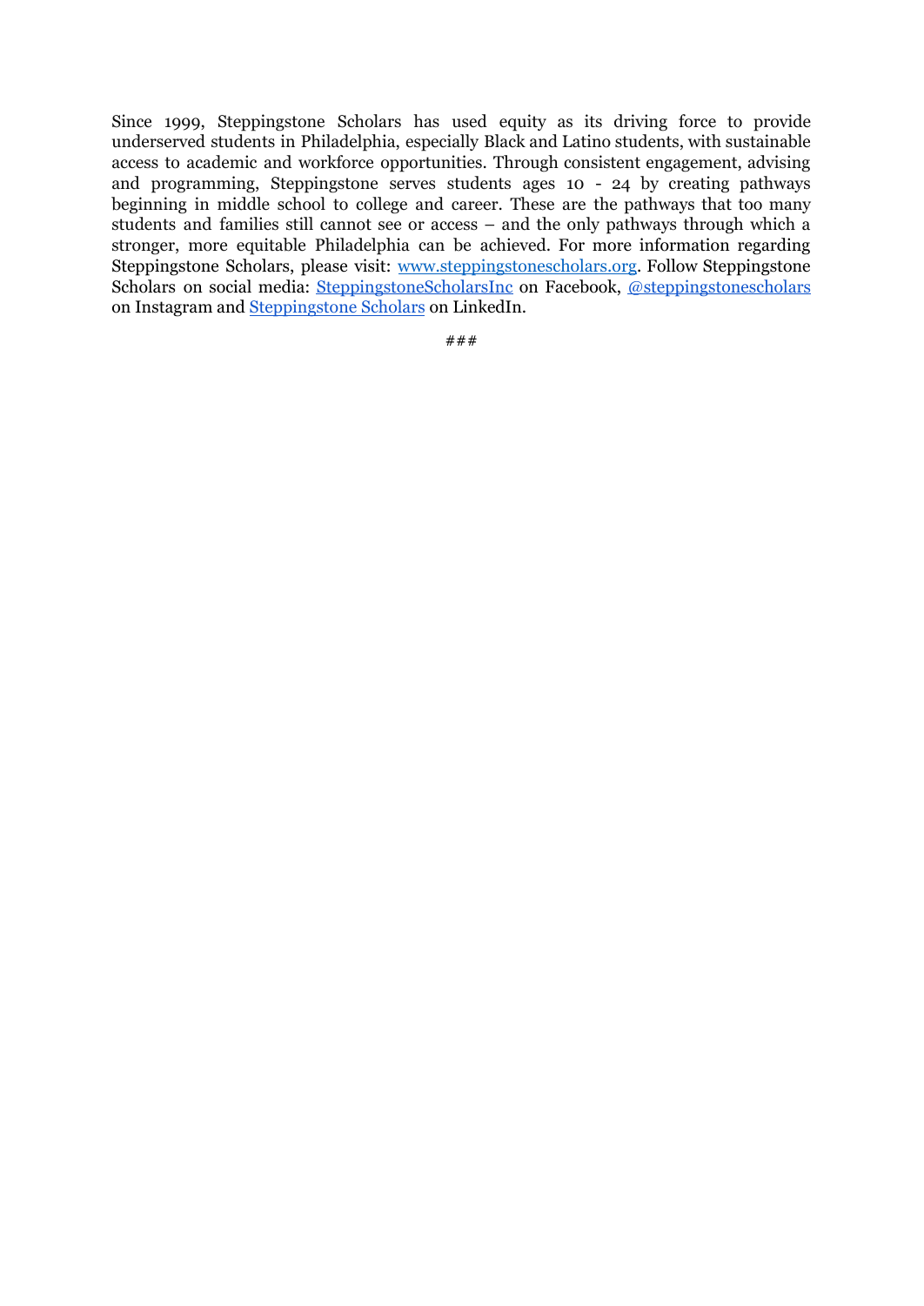Since 1999, Steppingstone Scholars has used equity as its driving force to provide underserved students in Philadelphia, especially Black and Latino students, with sustainable access to academic and workforce opportunities. Through consistent engagement, advising and programming, Steppingstone serves students ages 10 - 24 by creating pathways beginning in middle school to college and career. These are the pathways that too many students and families still cannot see or access – and the only pathways through which a stronger, more equitable Philadelphia can be achieved. For more information regarding Steppingstone Scholars, please visit: [www.steppingstonescholars.org](http://www.steppingstonescholars.org). Follow Steppingstone Scholars on social media: SteppingstoneScholarsInc on Facebook, @steppingstonescholars on Instagram and Steppingstone Scholars on LinkedIn.

###